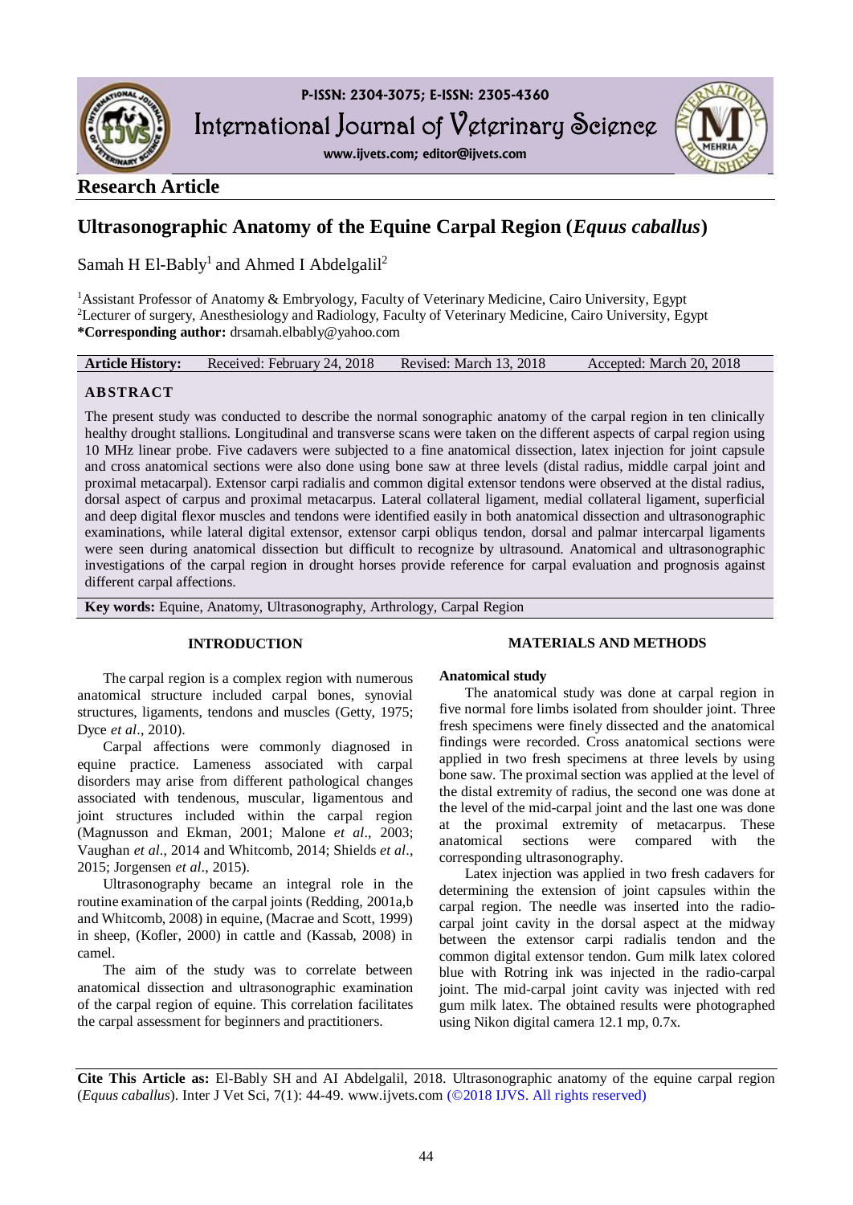**Research Article**

# Ultrasonographic Anatomy of the Equine Carpal Region (*Equus caballus*)

Samah H El-Bably[1] and Ahmed I Abdelgalil[2]

[1]Assistant Professor of Anatomy & Embryology, Faculty of Veterinary Medicine, Cairo University, Egypt
[2]Lecturer of surgery, Anesthesiology and Radiology, Faculty of Veterinary Medicine, Cairo University, Egypt
***Corresponding author:** drsamah.elbably@yahoo.com

| **Article History:** | Received: February 24, 2018 | Revised: March 13, 2018 | Accepted: March 20, 2018 |
|---|---|---|---|

## ABSTRACT

The present study was conducted to describe the normal sonographic anatomy of the carpal region in ten clinically healthy drought stallions. Longitudinal and transverse scans were taken on the different aspects of carpal region using 10 MHz linear probe. Five cadavers were subjected to a fine anatomical dissection, latex injection for joint capsule and cross anatomical sections were also done using bone saw at three levels (distal radius, middle carpal joint and proximal metacarpus). Extensor carpi radialis and common digital extensor tendons were observed at the distal radius, dorsal aspect of carpus and proximal metacarpus. Lateral collateral ligament, medial collateral ligament, superficial and deep digital flexor muscles and tendons were identified easily in both anatomical dissection and ultrasonographic examinations, while lateral digital extensor, extensor carpi obliquus tendon, dorsal and palmar intercarpal ligaments were seen during anatomical dissection but difficult to recognize by ultrasound. Anatomical and ultrasonographic investigations of the carpal region in drought horses provide reference for carpal evaluation and prognosis against different carpal affections.

**Key words:** Equine, Anatomy, Ultrasonography, Arthrology, Carpal Region

## INTRODUCTION

The carpal region is a complex region with numerous anatomical structure included carpal bones, synovial structures, ligaments, tendons and muscles (Getty, 1975; Dyce *et al*., 2010).

Carpal affections were commonly diagnosed in equine practice. Lameness associated with carpal disorders may arise from different pathological changes associated with tendenous, muscular, ligamentous and joint structures included within the carpal region (Magnusson and Ekman, 2001; Malone *et al*., 2003; Vaughan *et al*., 2014 and Whitcomb, 2014; Shields *et al*., 2015; Jorgensen *et al*., 2015).

Ultrasonography became an integral role in the routine examination of the carpal joints (Redding, 2001a,b and Whitcomb, 2008) in equine, (Macrae and Scott, 1999) in sheep, (Kofler, 2000) in cattle and (Kassab, 2008) in camel.

The aim of the study was to correlate between anatomical dissection and ultrasonographic examination of the carpal region of equine. This correlation facilitates the carpal assessment for beginners and practitioners.

## MATERIALS AND METHODS

### Anatomical study

The anatomical study was done at carpal region in five normal fore limbs isolated from shoulder joint. Three fresh specimens were finely dissected and the anatomical findings were recorded. Cross anatomical sections were applied in two fresh specimens at three levels by using bone saw. The proximal section was applied at the level of the distal extremity of radius, the second one was done at the level of the mid-carpal joint and the last one was done at the proximal extremity of metacarpus. These anatomical sections were compared with the corresponding ultrasonography.

Latex injection was applied in two fresh cadavers for determining the extension of joint capsules within the carpal region. The needle was inserted into the radio-carpal joint cavity in the dorsal aspect at the midway between the extensor carpi radialis tendon and the common digital extensor tendon. Gum milk latex colored blue with Rotring ink was injected in the radio-carpal joint. The mid-carpal joint cavity was injected with red gum milk latex. The obtained results were photographed using Nikon digital camera 12.1 mp, 0.7x.

**Cite This Article as:** El-Bably SH and AI Abdelgalil, 2018. Ultrasonographic anatomy of the equine carpal region (*Equus caballus*). Inter J Vet Sci, 7(1): 44-49. www.ijvets.com (©2018 IJVS. All rights reserved)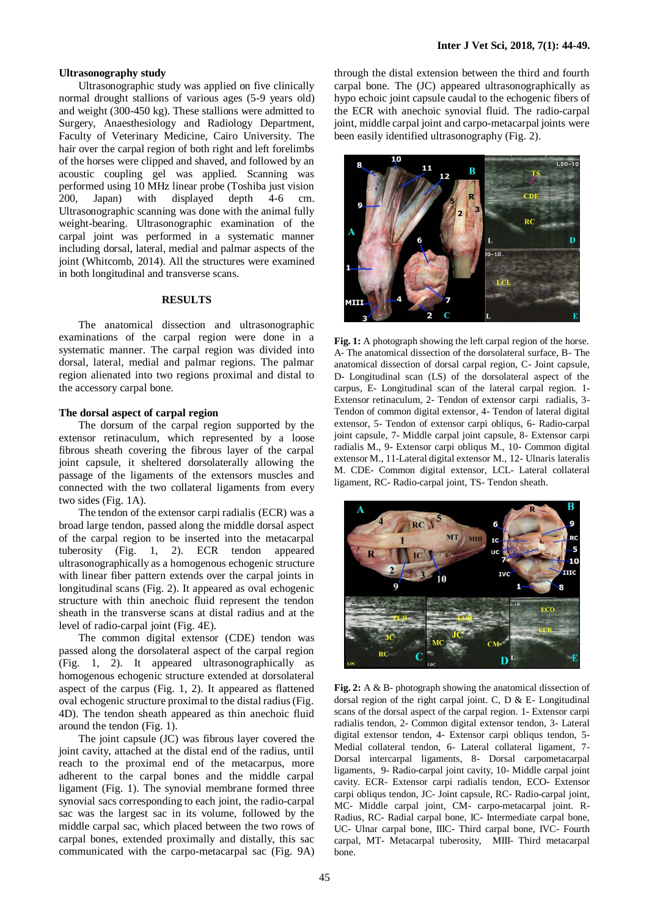## Ultrasonography study

Ultrasonographic study was applied on five clinically normal drought stallions of various ages (5-9 years old) and weight (300-450 kg). These stallions were admitted to Surgery, Anaesthesiology and Radiology Department, Faculty of Veterinary Medicine, Cairo University. The hair over the carpal region of both right and left forelimbs of the horses were clipped and shaved, and followed by an acoustic coupling gel was applied. Scanning was performed using 10 MHz linear probe (Toshiba just vision 200, Japan) with displayed depth 4-6 cm. Ultrasonographic scanning was done with the animal fully weight-bearing. Ultrasonographic examination of the carpal joint was performed in a systematic manner including dorsal, lateral, medial and palmar aspects of the joint (Whitcomb, 2014). All the structures were examined in both longitudinal and transverse scans.

## RESULTS

The anatomical dissection and ultrasonographic examinations of the carpal region were done in a systematic manner. The carpal region was divided into dorsal, lateral, medial and palmar regions. The palmar region alienated into two regions proximal and distal to the accessory carpal bone.

### The dorsal aspect of carpal region

The dorsum of the carpal region supported by the extensor retinaculum, which represented by a loose fibrous sheath covering the fibrous layer of the carpal joint capsule, it sheltered dorsolaterally allowing the passage of the ligaments of the extensors muscles and connected with the two collateral ligaments from every two sides (Fig. 1A).

The tendon of the extensor carpi radialis (ECR) was a broad large tendon, passed along the middle dorsal aspect of the carpal region to be inserted into the metacarpal tuberosity (Fig. 1, 2). ECR tendon appeared ultrasonographically as a homogenous echogenic structure with linear fiber pattern extends over the carpal joints in longitudinal scans (Fig. 2). It appeared as oval echogenic structure with thin anechoic fluid represent the tendon sheath in the transverse scans at distal radius and at the level of radio-carpal joint (Fig. 4E).

The common digital extensor (CDE) tendon was passed along the dorsolateral aspect of the carpal region (Fig. 1, 2). It appeared ultrasonographically as homogenous echogenic structure extended at dorsolateral aspect of the carpus (Fig. 1, 2). It appeared as flattened oval echogenic structure proximal to the distal radius (Fig. 4D). The tendon sheath appeared as thin anechoic fluid around the tendon (Fig. 1).

The joint capsule (JC) was fibrous layer covered the joint cavity, attached at the distal end of the radius, until reach to the proximal end of the metacarpus, more adherent to the carpal bones and the middle carpal ligament (Fig. 1). The synovial membrane formed three synovial sacs corresponding to each joint, the radio-carpal sac was the largest sac in its volume, followed by the middle carpal sac, which placed between the two rows of carpal bones, extended proximally and distally, this sac communicated with the carpo-metacarpal sac (Fig. 9A) through the distal extension between the third and fourth carpal bone. The (JC) appeared ultrasonographically as hypo echoic joint capsule caudal to the echogenic fibers of the ECR with anechoic synovial fluid. The radio-carpal joint, middle carpal joint and carpo-metacarpal joints were been easily identified ultrasonography (Fig. 2).

**Fig. 1:** A photograph showing the left carpal region of the horse. A- The anatomical dissection of the dorsolateral surface, B- The anatomical dissection of dorsal carpal region, C- Joint capsule, D- Longitudinal scan (LS) of the dorsolateral aspect of the carpus, E- Longitudinal scan of the lateral carpal region. 1- Extensor retinaculum, 2- Tendon of extensor carpi radialis, 3- Tendon of common digital extensor, 4- Tendon of lateral digital extensor, 5- Tendon of extensor carpi obliqus, 6- Radio-carpal joint capsule, 7- Middle carpal joint capsule, 8- Extensor carpi radialis M., 9- Extensor carpi obliqus M., 10- Common digital extensor M., 11-Lateral digital extensor M., 12- Ulnaris lateralis M. CDE- Common digital extensor, LCL- Lateral collateral ligament, RC- Radio-carpal joint, TS- Tendon sheath.

**Fig. 2:** A & B- photograph showing the anatomical dissection of dorsal region of the right carpal joint. C, D & E- Longitudinal scans of the dorsal aspect of the carpal region. 1- Extensor carpi radialis tendon, 2- Common digital extensor tendon, 3- Lateral digital extensor tendon, 4- Extensor carpi obliqus tendon, 5- Medial collateral tendon, 6- Lateral collateral ligament, 7- Dorsal intercarpal ligaments, 8- Dorsal carpometacarpal ligaments, 9- Radio-carpal joint cavity, 10- Middle carpal joint cavity. ECR- Extensor carpi radialis tendon, ECO- Extensor carpi obliqus tendon, JC- Joint capsule, RC- Radio-carpal joint, MC- Middle carpal joint, CM- carpo-metacarpal joint. R- Radius, RC- Radial carpal bone, IC- Intermediate carpal bone, UC- Ulnar carpal bone, IIIC- Third carpal bone, IVC- Fourth carpal, MT- Metacarpal tuberosity, MIII- Third metacarpal bone.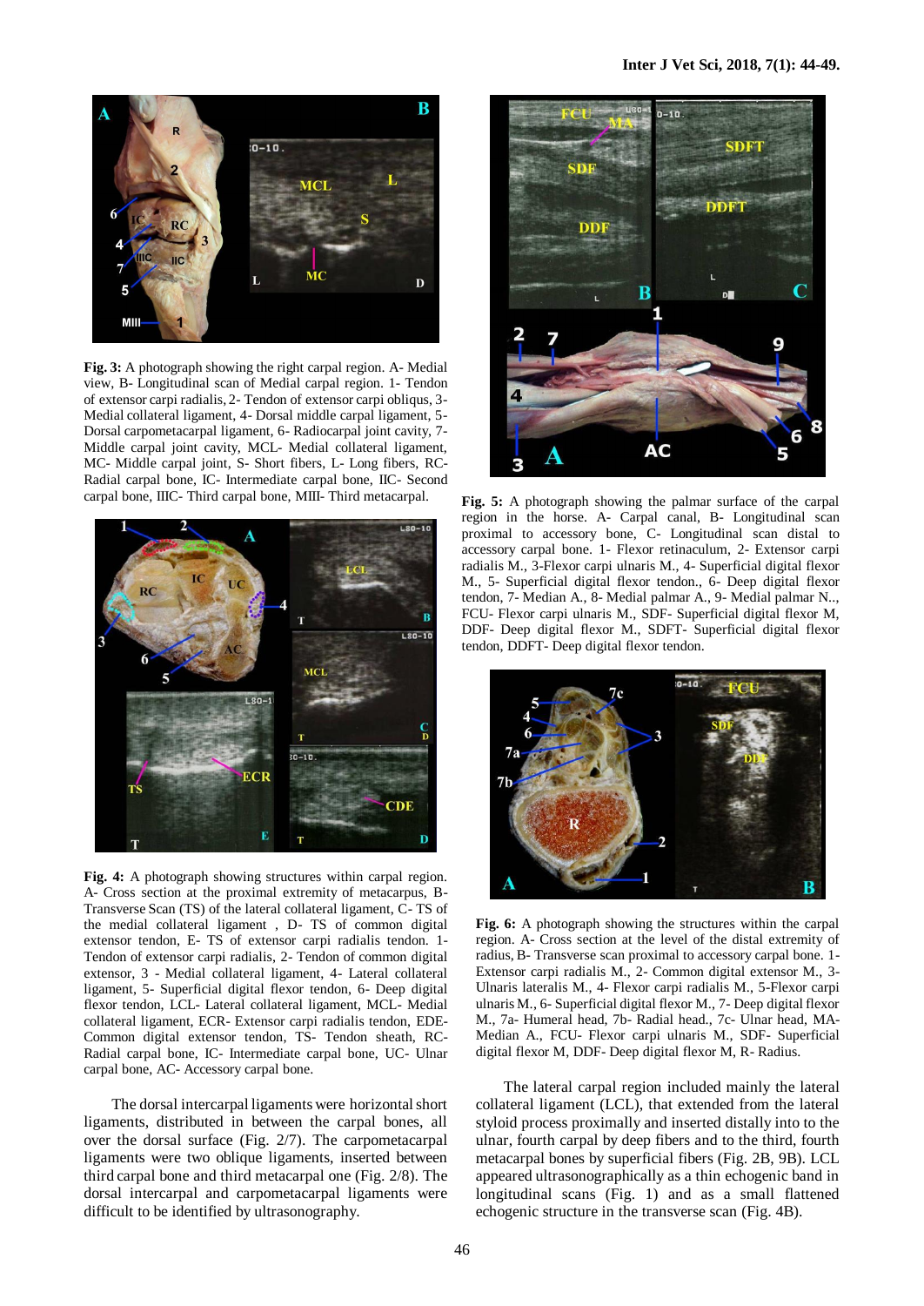**Fig. 3:** A photograph showing the right carpal region. A- Medial view, B- Longitudinal scan of Medial carpal region. 1- Tendon of extensor carpi radialis, 2- Tendon of extensor carpi obliquus, 3- Medial collateral ligament, 4- Dorsal middle carpal ligament, 5- Dorsal carpometacarpal ligament, 6- Radiocarpal joint cavity, 7- Middle carpal joint cavity, MCL- Medial collateral ligament, MC- Middle carpal joint, S- Short fibers, L- Long fibers, RC- Radial carpal bone, IC- Intermediate carpal bone, IIC- Second carpal bone, IIIC- Third carpal bone, MIII- Third metacarpal.

**Fig. 4:** A photograph showing structures within carpal region. A- Cross section at the proximal extremity of metacarpus, B- Transverse Scan (TS) of the lateral collateral ligament, C- TS of the medial collateral ligament , D- TS of common digital extensor tendon, E- TS of extensor carpi radialis tendon. 1- Tendon of extensor carpi radialis, 2- Tendon of common digital extensor, 3 - Medial collateral ligament, 4- Lateral collateral ligament, 5- Superficial digital flexor tendon, 6- Deep digital flexor tendon, LCL- Lateral collateral ligament, MCL- Medial collateral ligament, ECR- Extensor carpi radialis tendon, EDE- Common digital extensor tendon, TS- Tendon sheath, RC- Radial carpal bone, IC- Intermediate carpal bone, UC- Ulnar carpal bone, AC- Accessory carpal bone.

The dorsal intercarpal ligaments were horizontal short ligaments, distributed in between the carpal bones, all over the dorsal surface (Fig. 2/7). The carpometacarpal ligaments were two oblique ligaments, inserted between third carpal bone and third metacarpal one (Fig. 2/8). The dorsal intercarpal and carpometacarpal ligaments were difficult to be identified by ultrasonography.

**Fig. 5:** A photograph showing the palmar surface of the carpal region in the horse. A- Carpal canal, B- Longitudinal scan proximal to accessory bone, C- Longitudinal scan distal to accessory carpal bone. 1- Flexor retinaculum, 2- Extensor carpi radialis M., 3-Flexor carpi ulnaris M., 4- Superficial digital flexor M., 5- Superficial digital flexor tendon., 6- Deep digital flexor tendon, 7- Median A., 8- Medial palmar A., 9- Medial palmar N.., FCU- Flexor carpi ulnaris M., SDF- Superficial digital flexor M, DDF- Deep digital flexor M., SDFT- Superficial digital flexor tendon, DDFT- Deep digital flexor tendon.

**Fig. 6:** A photograph showing the structures within the carpal region. A- Cross section at the level of the distal extremity of radius, B- Transverse scan proximal to accessory carpal bone. 1- Extensor carpi radialis M., 2- Common digital extensor M., 3- Ulnaris lateralis M., 4- Flexor carpi radialis M., 5-Flexor carpi ulnaris M., 6- Superficial digital flexor M., 7- Deep digital flexor M., 7a- Humeral head, 7b- Radial head., 7c- Ulnar head, MA- Median A., FCU- Flexor carpi ulnaris M., SDF- Superficial digital flexor M, DDF- Deep digital flexor M, R- Radius.

The lateral carpal region included mainly the lateral collateral ligament (LCL), that extended from the lateral styloid process proximally and inserted distally into to the ulnar, fourth carpal by deep fibers and to the third, fourth metacarpal bones by superficial fibers (Fig. 2B, 9B). LCL appeared ultrasonographically as a thin echogenic band in longitudinal scans (Fig. 1) and as a small flattened echogenic structure in the transverse scan (Fig. 4B).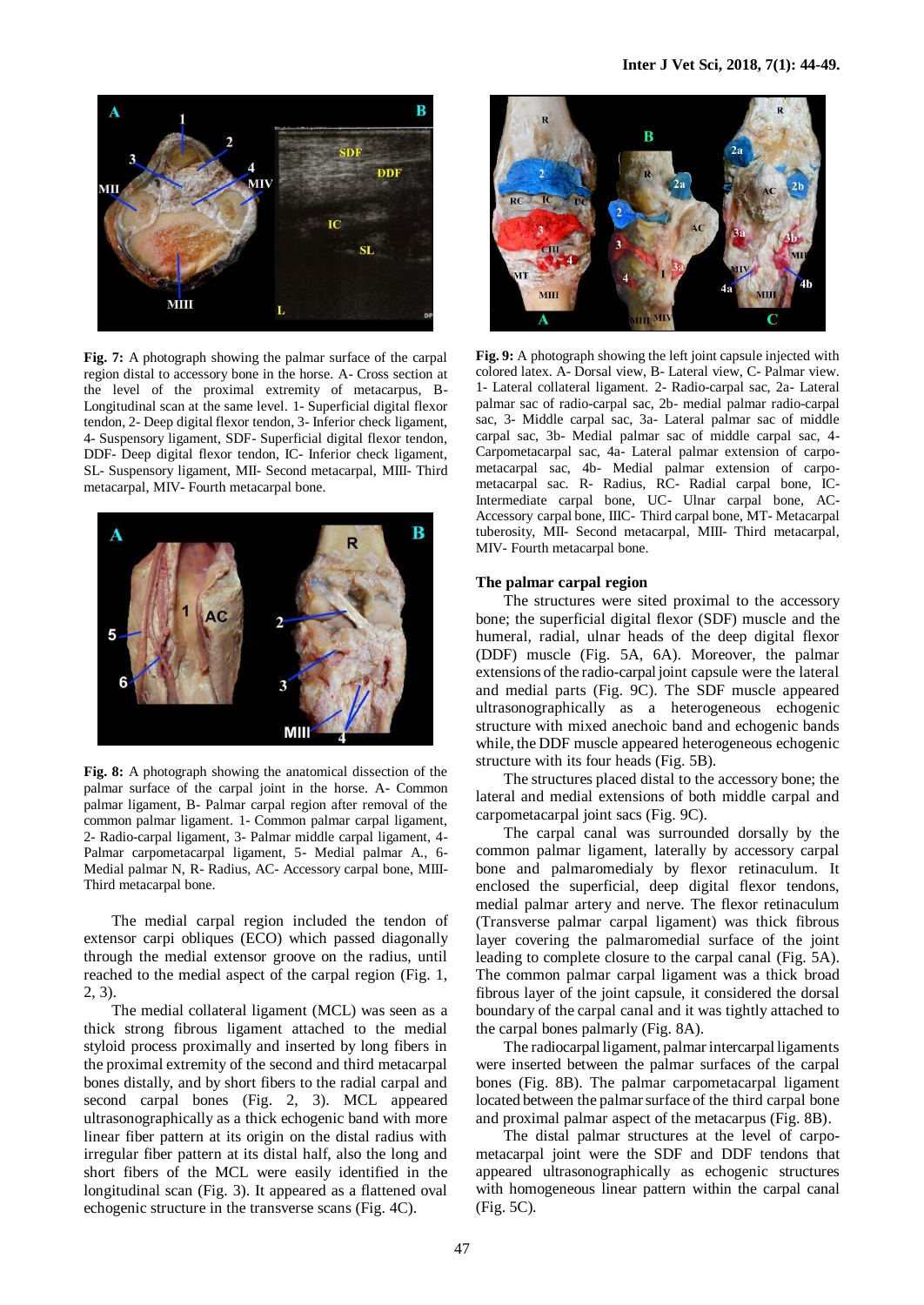**Fig. 7:** A photograph showing the palmar surface of the carpal region distal to accessory bone in the horse. A- Cross section at the level of the proximal extremity of metacarpus, B- Longitudinal scan at the same level. 1- Superficial digital flexor tendon, 2- Deep digital flexor tendon, 3- Inferior check ligament, 4- Suspensory ligament, SDF- Superficial digital flexor tendon, DDF- Deep digital flexor tendon, IC- Inferior check ligament, SL- Suspensory ligament, MII- Second metacarpal, MIII- Third metacarpal, MIV- Fourth metacarpal bone.

**Fig. 8:** A photograph showing the anatomical dissection of the palmar surface of the carpal joint in the horse. A- Common palmar ligament, B- Palmar carpal region after removal of the common palmar ligament. 1- Common palmar carpal ligament, 2- Radio-carpal ligament, 3- Palmar middle carpal ligament, 4- Palmar carpometacarpal ligament, 5- Medial palmar A., 6- Medial palmar N, R- Radius, AC- Accessory carpal bone, MIII- Third metacarpal bone.

The medial carpal region included the tendon of extensor carpi obliques (ECO) which passed diagonally through the medial extensor groove on the radius, until reached to the medial aspect of the carpal region (Fig. 1, 2, 3).

The medial collateral ligament (MCL) was seen as a thick strong fibrous ligament attached to the medial styloid process proximally and inserted by long fibers in the proximal extremity of the second and third metacarpal bones distally, and by short fibers to the radial carpal and second carpal bones (Fig. 2, 3). MCL appeared ultrasonographically as a thick echogenic band with more linear fiber pattern at its origin on the distal radius with irregular fiber pattern at its distal half, also the long and short fibers of the MCL were easily identified in the longitudinal scan (Fig. 3). It appeared as a flattened oval echogenic structure in the transverse scans (Fig. 4C).

**Fig. 9:** A photograph showing the left joint capsule injected with colored latex. A- Dorsal view, B- Lateral view, C- Palmar view. 1- Lateral collateral ligament. 2- Radio-carpal sac, 2a- Lateral palmar sac of radio-carpal sac, 2b- medial palmar radio-carpal sac, 3- Middle carpal sac, 3a- Lateral palmar sac of middle carpal sac, 3b- Medial palmar sac of middle carpal sac, 4- Carpometacarpal sac, 4a- Lateral palmar extension of carpo-metacarpal sac, 4b- Medial palmar extension of carpo-metacarpal sac. R- Radius, RC- Radial carpal bone, IC- Intermediate carpal bone, UC- Ulnar carpal bone, AC- Accessory carpal bone, IIIC- Third carpal bone, MT- Metacarpal tuberosity, MII- Second metacarpal, MIII- Third metacarpal, MIV- Fourth metacarpal bone.

### The palmar carpal region

The structures were sited proximal to the accessory bone; the superficial digital flexor (SDF) muscle and the humeral, radial, ulnar heads of the deep digital flexor (DDF) muscle (Fig. 5A, 6A). Moreover, the palmar extensions of the radio-carpal joint capsule were the lateral and medial parts (Fig. 9C). The SDF muscle appeared ultrasonographically as a heterogeneous echogenic structure with mixed anechoic band and echogenic bands while, the DDF muscle appeared heterogeneous echogenic structure with its four heads (Fig. 5B).

The structures placed distal to the accessory bone; the lateral and medial extensions of both middle carpal and carpometacarpal joint sacs (Fig. 9C).

The carpal canal was surrounded dorsally by the common palmar ligament, laterally by accessory carpal bone and palmaromedialy by flexor retinaculum. It enclosed the superficial, deep digital flexor tendons, medial palmar artery and nerve. The flexor retinaculum (Transverse palmar carpal ligament) was thick fibrous layer covering the palmaromedial surface of the joint leading to complete closure to the carpal canal (Fig. 5A). The common palmar carpal ligament was a thick broad fibrous layer of the joint capsule, it considered the dorsal boundary of the carpal canal and it was tightly attached to the carpal bones palmarly (Fig. 8A).

The radiocarpal ligament, palmar intercarpal ligaments were inserted between the palmar surfaces of the carpal bones (Fig. 8B). The palmar carpometacarpal ligament located between the palmar surface of the third carpal bone and proximal palmar aspect of the metacarpus (Fig. 8B).

The distal palmar structures at the level of carpo-metacarpal joint were the SDF and DDF tendons that appeared ultrasonographically as echogenic structures with homogeneous linear pattern within the carpal canal (Fig. 5C).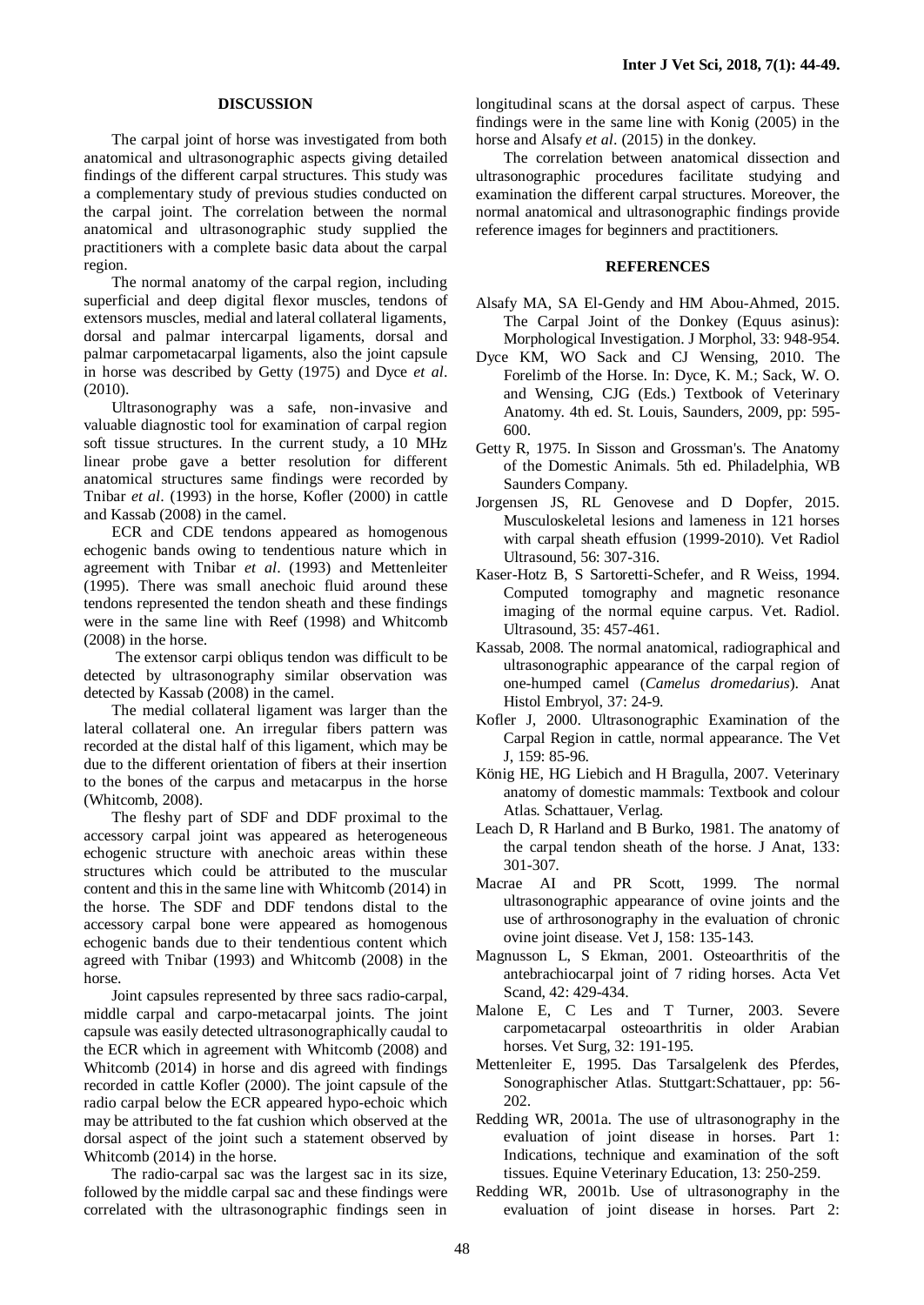## DISCUSSION

The carpal joint of horse was investigated from both anatomical and ultrasonographic aspects giving detailed findings of the different carpal structures. This study was a complementary study of previous studies conducted on the carpal joint. The correlation between the normal anatomical and ultrasonographic study supplied the practitioners with a complete basic data about the carpal region.

The normal anatomy of the carpal region, including superficial and deep digital flexor muscles, tendons of extensors muscles, medial and lateral collateral ligaments, dorsal and palmar intercarpal ligaments, dorsal and palmar carpometacarpal ligaments, also the joint capsule in horse was described by Getty (1975) and Dyce *et al*. (2010).

Ultrasonography was a safe, non-invasive and valuable diagnostic tool for examination of carpal region soft tissue structures. In the current study, a 10 MHz linear probe gave a better resolution for different anatomical structures same findings were recorded by Tnibar *et al*. (1993) in the horse, Kofler (2000) in cattle and Kassab (2008) in the camel.

ECR and CDE tendons appeared as homogenous echogenic bands owing to tendentious nature which in agreement with Tnibar *et al*. (1993) and Mettenleiter (1995). There was small anechoic fluid around these tendons represented the tendon sheath and these findings were in the same line with Reef (1998) and Whitcomb (2008) in the horse.

The extensor carpi obliqus tendon was difficult to be detected by ultrasonography similar observation was detected by Kassab (2008) in the camel.

The medial collateral ligament was larger than the lateral collateral one. An irregular fibers pattern was recorded at the distal half of this ligament, which may be due to the different orientation of fibers at their insertion to the bones of the carpus and metacarpus in the horse (Whitcomb, 2008).

The fleshy part of SDF and DDF proximal to the accessory carpal joint was appeared as heterogeneous echogenic structure with anechoic areas within these structures which could be attributed to the muscular content and this in the same line with Whitcomb (2014) in the horse. The SDF and DDF tendons distal to the accessory carpal bone were appeared as homogenous echogenic bands due to their tendentious content which agreed with Tnibar (1993) and Whitcomb (2008) in the horse.

Joint capsules represented by three sacs radio-carpal, middle carpal and carpo-metacarpal joints. The joint capsule was easily detected ultrasonographically caudal to the ECR which in agreement with Whitcomb (2008) and Whitcomb (2014) in horse and dis agreed with findings recorded in cattle Kofler (2000). The joint capsule of the radio carpal below the ECR appeared hypo-echoic which may be attributed to the fat cushion which observed at the dorsal aspect of the joint such a statement observed by Whitcomb (2014) in the horse.

The radio-carpal sac was the largest sac in its size, followed by the middle carpal sac and these findings were correlated with the ultrasonographic findings seen in longitudinal scans at the dorsal aspect of carpus. These findings were in the same line with Konig (2005) in the horse and Alsafy *et al*. (2015) in the donkey.

The correlation between anatomical dissection and ultrasonographic procedures facilitate studying and examination the different carpal structures. Moreover, the normal anatomical and ultrasonographic findings provide reference images for beginners and practitioners.

## REFERENCES

Alsafy MA, SA El-Gendy and HM Abou-Ahmed, 2015. The Carpal Joint of the Donkey (Equus asinus): Morphological Investigation. J Morphol, 33: 948-954.

Dyce KM, WO Sack and CJ Wensing, 2010. The Forelimb of the Horse. In: Dyce, K. M.; Sack, W. O. and Wensing, CJG (Eds.) Textbook of Veterinary Anatomy. 4th ed. St. Louis, Saunders, 2009, pp: 595-600.

Getty R, 1975. In Sisson and Grossman's. The Anatomy of the Domestic Animals. 5th ed. Philadelphia, WB Saunders Company.

Jorgensen JS, RL Genovese and D Dopfer, 2015. Musculoskeletal lesions and lameness in 121 horses with carpal sheath effusion (1999-2010). Vet Radiol Ultrasound, 56: 307-316.

Kaser-Hotz B, S Sartoretti-Schefer, and R Weiss, 1994. Computed tomography and magnetic resonance imaging of the normal equine carpus. Vet. Radiol. Ultrasound, 35: 457-461.

Kassab, 2008. The normal anatomical, radiographical and ultrasonographic appearance of the carpal region of one-humped camel (*Camelus dromedarius*). Anat Histol Embryol, 37: 24-9.

Kofler J, 2000. Ultrasonographic Examination of the Carpal Region in cattle, normal appearance. The Vet J, 159: 85-96.

König HE, HG Liebich and H Bragulla, 2007. Veterinary anatomy of domestic mammals: Textbook and colour Atlas. Schattauer, Verlag.

Leach D, R Harland and B Burko, 1981. The anatomy of the carpal tendon sheath of the horse. J Anat, 133: 301-307.

Macrae AI and PR Scott, 1999. The normal ultrasonographic appearance of ovine joints and the use of arthrosonography in the evaluation of chronic ovine joint disease. Vet J, 158: 135-143.

Magnusson L, S Ekman, 2001. Osteoarthritis of the antebrachiocarpal joint of 7 riding horses. Acta Vet Scand, 42: 429-434.

Malone E, C Les and T Turner, 2003. Severe carpometacarpal osteoarthritis in older Arabian horses. Vet Surg, 32: 191-195.

Mettenleiter E, 1995. Das Tarsalgelenk des Pferdes, Sonographischer Atlas. Stuttgart:Schattauer, pp: 56-202.

Redding WR, 2001a. The use of ultrasonography in the evaluation of joint disease in horses. Part 1: Indications, technique and examination of the soft tissues. Equine Veterinary Education, 13: 250-259.

Redding WR, 2001b. Use of ultrasonography in the evaluation of joint disease in horses. Part 2: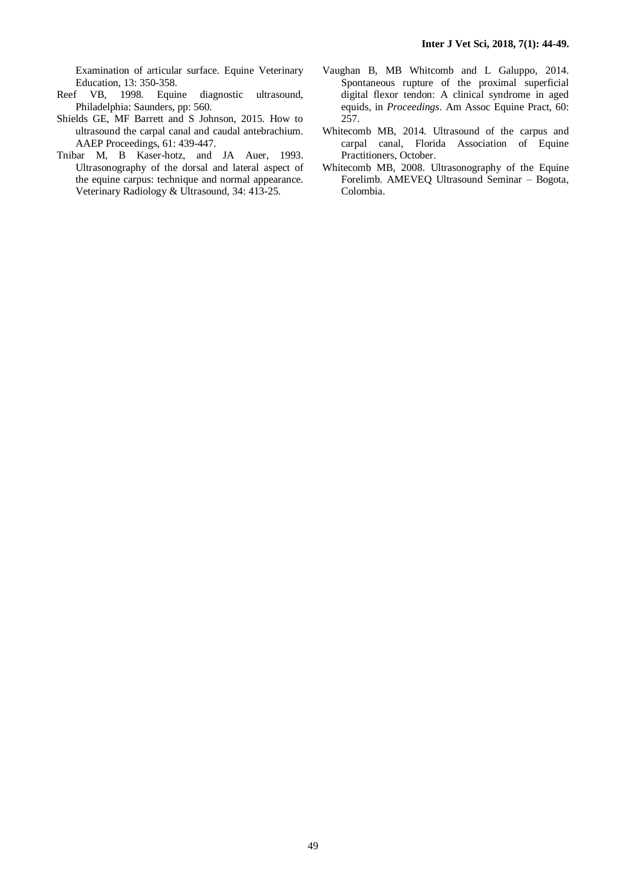Examination of articular surface. Equine Veterinary Education, 13: 350-358.

Reef VB, 1998. Equine diagnostic ultrasound, Philadelphia: Saunders, pp: 560.

Shields GE, MF Barrett and S Johnson, 2015. How to ultrasound the carpal canal and caudal antebrachium. AAEP Proceedings, 61: 439-447.

Tnibar M, B Kaser-hotz, and JA Auer, 1993. Ultrasonography of the dorsal and lateral aspect of the equine carpus: technique and normal appearance. Veterinary Radiology & Ultrasound, 34: 413-25.

Vaughan B, MB Whitcomb and L Galuppo, 2014. Spontaneous rupture of the proximal superficial digital flexor tendon: A clinical syndrome in aged equids, in *Proceedings*. Am Assoc Equine Pract, 60: 257.

Whitecomb MB, 2014. Ultrasound of the carpus and carpal canal, Florida Association of Equine Practitioners, October.

Whitecomb MB, 2008. Ultrasonography of the Equine Forelimb. AMEVEQ Ultrasound Seminar – Bogota, Colombia.